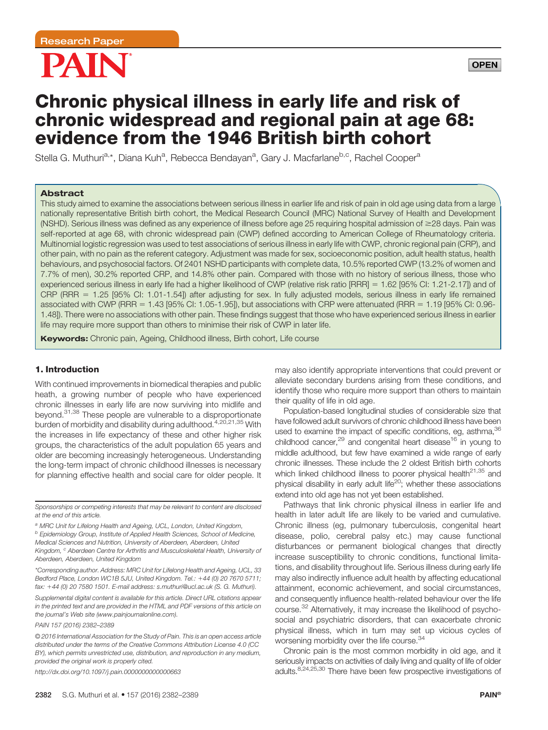Research Paper

# Chronic physical illness in early life and risk of chronic widespread and regional pain at age 68: evidence from the 1946 British birth cohort

Stella G. Muthuri[a,*], Diana Kuh[a], Rebecca Bendayan[a], Gary J. Macfarlane[b,c], Rachel Cooper[a]

## Abstract

This study aimed to examine the associations between serious illness in earlier life and risk of pain in old age using data from a large nationally representative British birth cohort, the Medical Research Council (MRC) National Survey of Health and Development (NSHD). Serious illness was defined as any experience of illness before age 25 requiring hospital admission of ≥28 days. Pain was self-reported at age 68, with chronic widespread pain (CWP) defined according to American College of Rheumatology criteria. Multinomial logistic regression was used to test associations of serious illness in early life with CWP, chronic regional pain (CRP), and other pain, with no pain as the referent category. Adjustment was made for sex, socioeconomic position, adult health status, health behaviours, and psychosocial factors. Of 2401 NSHD participants with complete data, 10.5% reported CWP (13.2% of women and 7.7% of men), 30.2% reported CRP, and 14.8% other pain. Compared with those with no history of serious illness, those who experienced serious illness in early life had a higher likelihood of CWP (relative risk ratio [RRR] = 1.62 [95% CI: 1.21-2.17]) and of CRP (RRR = 1.25 [95% CI: 1.01-1.54]) after adjusting for sex. In fully adjusted models, serious illness in early life remained associated with CWP (RRR = 1.43 [95% CI: 1.05-1.95]), but associations with CRP were attenuated (RRR = 1.19 [95% CI: 0.96-1.48]). There were no associations with other pain. These findings suggest that those who have experienced serious illness in earlier life may require more support than others to minimise their risk of CWP in later life.

**Keywords:** Chronic pain, Ageing, Childhood illness, Birth cohort, Life course

## 1. Introduction

With continued improvements in biomedical therapies and public heath, a growing number of people who have experienced chronic illnesses in early life are now surviving into midlife and beyond.[31,38] These people are vulnerable to a disproportionate burden of morbidity and disability during adulthood.[4,20,21,35] With the increases in life expectancy of these and other higher risk groups, the characteristics of the adult population 65 years and older are becoming increasingly heterogeneous. Understanding the long-term impact of chronic childhood illnesses is necessary for planning effective health and social care for older people. It may also identify appropriate interventions that could prevent or alleviate secondary burdens arising from these conditions, and identify those who require more support than others to maintain their quality of life in old age.

Population-based longitudinal studies of considerable size that have followed adult survivors of chronic childhood illness have been used to examine the impact of specific conditions, eg, asthma,[36] childhood cancer,[29] and congenital heart disease[16] in young to middle adulthood, but few have examined a wide range of early chronic illnesses. These include the 2 oldest British birth cohorts which linked childhood illness to poorer physical health[21,35] and physical disability in early adult life[20]; whether these associations extend into old age has not yet been established.

Pathways that link chronic physical illness in earlier life and health in later adult life are likely to be varied and cumulative. Chronic illness (eg, pulmonary tuberculosis, congenital heart disease, polio, cerebral palsy etc.) may cause functional disturbances or permanent biological changes that directly increase susceptibility to chronic conditions, functional limitations, and disability throughout life. Serious illness during early life may also indirectly influence adult health by affecting educational attainment, economic achievement, and social circumstances, and consequently influence health-related behaviour over the life course.[32] Alternatively, it may increase the likelihood of psychosocial and psychiatric disorders, that can exacerbate chronic physical illness, which in turn may set up vicious cycles of worsening morbidity over the life course.[34]

Chronic pain is the most common morbidity in old age, and it seriously impacts on activities of daily living and quality of life of older adults.[8,24,25,30] There have been few prospective investigations of

---

Sponsorships or competing interests that may be relevant to content are disclosed at the end of this article.

[a] MRC Unit for Lifelong Health and Ageing, UCL, London, United Kingdom, [b] Epidemiology Group, Institute of Applied Health Sciences, School of Medicine, Medical Sciences and Nutrition, University of Aberdeen, Aberdeen, United Kingdom, [c] Aberdeen Centre for Arthritis and Musculoskeletal Health, University of Aberdeen, Aberdeen, United Kingdom

*Corresponding author. Address: MRC Unit for Lifelong Health and Ageing, UCL, 33 Bedford Place, London WC1B 5JU, United Kingdom. Tel.: +44 (0) 20 7670 5711; fax: +44 (0) 20 7580 1501. E-mail address: s.muthuri@ucl.ac.uk (S. G. Muthuri).

Supplemental digital content is available for this article. Direct URL citations appear in the printed text and are provided in the HTML and PDF versions of this article on the journal's Web site (www.painjournalonline.com).

PAIN 157 (2016) 2382–2389

© 2016 International Association for the Study of Pain. This is an open access article distributed under the terms of the Creative Commons Attribution License 4.0 (CC BY), which permits unrestricted use, distribution, and reproduction in any medium, provided the original work is properly cited.

http://dx.doi.org/10.1097/j.pain.0000000000000663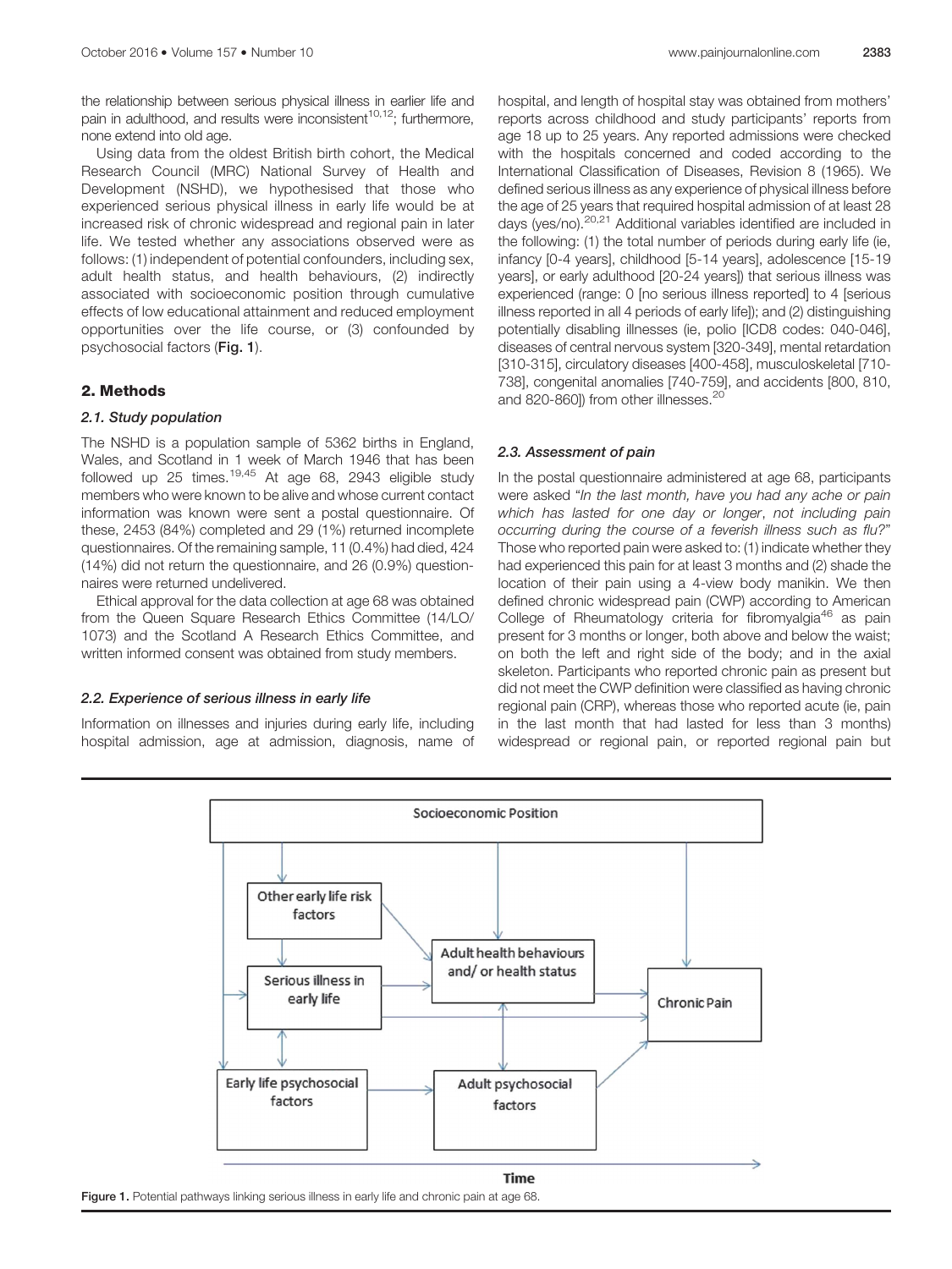the relationship between serious physical illness in earlier life and pain in adulthood, and results were inconsistent[10,12]; furthermore, none extend into old age.

Using data from the oldest British birth cohort, the Medical Research Council (MRC) National Survey of Health and Development (NSHD), we hypothesised that those who experienced serious physical illness in early life would be at increased risk of chronic widespread and regional pain in later life. We tested whether any associations observed were as follows: (1) independent of potential confounders, including sex, adult health status, and health behaviours, (2) indirectly associated with socioeconomic position through cumulative effects of low educational attainment and reduced employment opportunities over the life course, or (3) confounded by psychosocial factors (**Fig. 1**).

## 2. Methods

### 2.1. Study population

The NSHD is a population sample of 5362 births in England, Wales, and Scotland in 1 week of March 1946 that has been followed up 25 times.[19,45] At age 68, 2943 eligible study members who were known to be alive and whose current contact information was known were sent a postal questionnaire. Of these, 2453 (84%) completed and 29 (1%) returned incomplete questionnaires. Of the remaining sample, 11 (0.4%) had died, 424 (14%) did not return the questionnaire, and 26 (0.9%) questionnaires were returned undelivered.

Ethical approval for the data collection at age 68 was obtained from the Queen Square Research Ethics Committee (14/LO/1073) and the Scotland A Research Ethics Committee, and written informed consent was obtained from study members.

### 2.2. Experience of serious illness in early life

Information on illnesses and injuries during early life, including hospital admission, age at admission, diagnosis, name of hospital, and length of hospital stay was obtained from mothers' reports across childhood and study participants' reports from age 18 up to 25 years. Any reported admissions were checked with the hospitals concerned and coded according to the International Classification of Diseases, Revision 8 (1965). We defined serious illness as any experience of physical illness before the age of 25 years that required hospital admission of at least 28 days (yes/no).[20,21] Additional variables identified are included in the following: (1) the total number of periods during early life (ie, infancy [0-4 years], childhood [5-14 years], adolescence [15-19 years], or early adulthood [20-24 years]) that serious illness was experienced (range: 0 [no serious illness reported] to 4 [serious illness reported in all 4 periods of early life]); and (2) distinguishing potentially disabling illnesses (ie, polio [ICD8 codes: 040-046], diseases of central nervous system [320-349], mental retardation [310-315], circulatory diseases [400-458], musculoskeletal [710-738], congenital anomalies [740-759], and accidents [800, 810, and 820-860]) from other illnesses.[20]

### 2.3. Assessment of pain

In the postal questionnaire administered at age 68, participants were asked "*In the last month, have you had any ache or pain which has lasted for one day or longer*, *not including pain occurring during the course of a feverish illness such as flu?*" Those who reported pain were asked to: (1) indicate whether they had experienced this pain for at least 3 months and (2) shade the location of their pain using a 4-view body manikin. We then defined chronic widespread pain (CWP) according to American College of Rheumatology criteria for fibromyalgia[46] as pain present for 3 months or longer, both above and below the waist; on both the left and right side of the body; and in the axial skeleton. Participants who reported chronic pain as present but did not meet the CWP definition were classified as having chronic regional pain (CRP), whereas those who reported acute (ie, pain in the last month that had lasted for less than 3 months) widespread or regional pain, or reported regional pain but

**Figure 1.** Potential pathways linking serious illness in early life and chronic pain at age 68.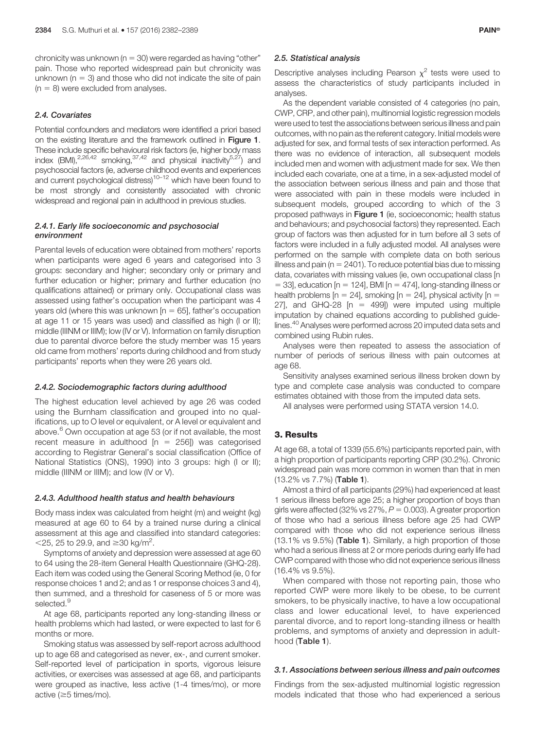chronicity was unknown (n = 30) were regarded as having "other" pain. Those who reported widespread pain but chronicity was unknown (n = 3) and those who did not indicate the site of pain (n = 8) were excluded from analyses.

### 2.4. Covariates

Potential confounders and mediators were identified a priori based on the existing literature and the framework outlined in **Figure 1**. These include specific behavioural risk factors (ie, higher body mass index (BMI),[2,26,42] smoking,[37,42] and physical inactivity[5,27]) and psychosocial factors (ie, adverse childhood events and experiences and current psychological distress)[10–12] which have been found to be most strongly and consistently associated with chronic widespread and regional pain in adulthood in previous studies.

#### 2.4.1. Early life socioeconomic and psychosocial environment

Parental levels of education were obtained from mothers' reports when participants were aged 6 years and categorised into 3 groups: secondary and higher; secondary only or primary and further education or higher; primary and further education (no qualifications attained) or primary only. Occupational class was assessed using father's occupation when the participant was 4 years old (where this was unknown [n = 65], father's occupation at age 11 or 15 years was used) and classified as high (I or II); middle (IIINM or IIIM); low (IV or V). Information on family disruption due to parental divorce before the study member was 15 years old came from mothers' reports during childhood and from study participants' reports when they were 26 years old.

#### 2.4.2. Sociodemographic factors during adulthood

The highest education level achieved by age 26 was coded using the Burnham classification and grouped into no qualifications, up to O level or equivalent, or A level or equivalent and above.[6] Own occupation at age 53 (or if not available, the most recent measure in adulthood [n = 256]) was categorised according to Registrar General's social classification (Office of National Statistics (ONS), 1990) into 3 groups: high (I or II); middle (IIINM or IIIM); and low (IV or V).

#### 2.4.3. Adulthood health status and health behaviours

Body mass index was calculated from height (m) and weight (kg) measured at age 60 to 64 by a trained nurse during a clinical assessment at this age and classified into standard categories: <25, 25 to 29.9, and ≥30 kg/m$^2$.

Symptoms of anxiety and depression were assessed at age 60 to 64 using the 28-item General Health Questionnaire (GHQ-28). Each item was coded using the General Scoring Method (ie, 0 for response choices 1 and 2; and as 1 or response choices 3 and 4), then summed, and a threshold for caseness of 5 or more was selected.[9]

At age 68, participants reported any long-standing illness or health problems which had lasted, or were expected to last for 6 months or more.

Smoking status was assessed by self-report across adulthood up to age 68 and categorised as never, ex-, and current smoker. Self-reported level of participation in sports, vigorous leisure activities, or exercises was assessed at age 68, and participants were grouped as inactive, less active (1-4 times/mo), or more active (≥5 times/mo).

### 2.5. Statistical analysis

Descriptive analyses including Pearson $\chi^2$ tests were used to assess the characteristics of study participants included in analyses.

As the dependent variable consisted of 4 categories (no pain, CWP, CRP, and other pain), multinomial logistic regression models were used to test the associations between serious illness and pain outcomes, with no pain as the referent category. Initial models were adjusted for sex, and formal tests of sex interaction performed. As there was no evidence of interaction, all subsequent models included men and women with adjustment made for sex. We then included each covariate, one at a time, in a sex-adjusted model of the association between serious illness and pain and those that were associated with pain in these models were included in subsequent models, grouped according to which of the 3 proposed pathways in **Figure 1** (ie, socioeconomic; health status and behaviours; and psychosocial factors) they represented. Each group of factors was then adjusted for in turn before all 3 sets of factors were included in a fully adjusted model. All analyses were performed on the sample with complete data on both serious illness and pain (n = 2401). To reduce potential bias due to missing data, covariates with missing values (ie, own occupational class [n = 33], education [n = 124], BMI [n = 474], long-standing illness or health problems [n = 24], smoking [n = 24], physical activity [n = 27], and GHQ-28 [n = 499]) were imputed using multiple imputation by chained equations according to published guidelines.[40] Analyses were performed across 20 imputed data sets and combined using Rubin rules.

Analyses were then repeated to assess the association of number of periods of serious illness with pain outcomes at age 68.

Sensitivity analyses examined serious illness broken down by type and complete case analysis was conducted to compare estimates obtained with those from the imputed data sets.

All analyses were performed using STATA version 14.0.

## 3. Results

At age 68, a total of 1339 (55.6%) participants reported pain, with a high proportion of participants reporting CRP (30.2%). Chronic widespread pain was more common in women than that in men (13.2% vs 7.7%) (**Table 1**).

Almost a third of all participants (29%) had experienced at least 1 serious illness before age 25; a higher proportion of boys than girls were affected (32% vs 27%, $P = 0.003$). A greater proportion of those who had a serious illness before age 25 had CWP compared with those who did not experience serious illness (13.1% vs 9.5%) (**Table 1**). Similarly, a high proportion of those who had a serious illness at 2 or more periods during early life had CWP compared with those who did not experience serious illness (16.4% vs 9.5%).

When compared with those not reporting pain, those who reported CWP were more likely to be obese, to be current smokers, to be physically inactive, to have a low occupational class and lower educational level, to have experienced parental divorce, and to report long-standing illness or health problems, and symptoms of anxiety and depression in adulthood (**Table 1**).

### 3.1. Associations between serious illness and pain outcomes

Findings from the sex-adjusted multinomial logistic regression models indicated that those who had experienced a serious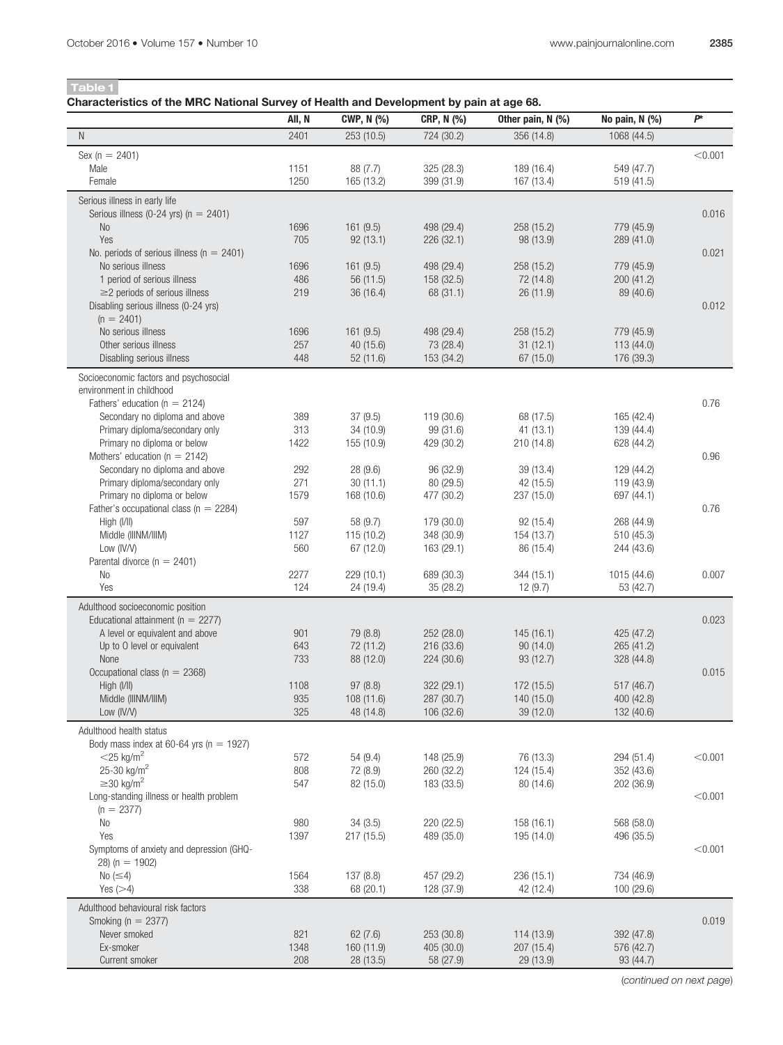**Table 1**

**Characteristics of the MRC National Survey of Health and Development by pain at age 68.**

| | All, N | CWP, N (%) | CRP, N (%) | Other pain, N (%) | No pain, N (%) | $P^*$ |
|---|---|---|---|---|---|---|
| N | 2401 | 253 (10.5) | 724 (30.2) | 356 (14.8) | 1068 (44.5) | |
| Sex (n = 2401) | | | | | | <0.001 |
| Male | 1151 | 88 (7.7) | 325 (28.3) | 189 (16.4) | 549 (47.7) | |
| Female | 1250 | 165 (13.2) | 399 (31.9) | 167 (13.4) | 519 (41.5) | |
| Serious illness in early life | | | | | | |
| Serious illness (0-24 yrs) (n = 2401) | | | | | | 0.016 |
| No | 1696 | 161 (9.5) | 498 (29.4) | 258 (15.2) | 779 (45.9) | |
| Yes | 705 | 92 (13.1) | 226 (32.1) | 98 (13.9) | 289 (41.0) | |
| No. periods of serious illness (n = 2401) | | | | | | 0.021 |
| No serious illness | 1696 | 161 (9.5) | 498 (29.4) | 258 (15.2) | 779 (45.9) | |
| 1 period of serious illness | 486 | 56 (11.5) | 158 (32.5) | 72 (14.8) | 200 (41.2) | |
| ≥2 periods of serious illness | 219 | 36 (16.4) | 68 (31.1) | 26 (11.9) | 89 (40.6) | |
| Disabling serious illness (0-24 yrs) (n = 2401) | | | | | | 0.012 |
| No serious illness | 1696 | 161 (9.5) | 498 (29.4) | 258 (15.2) | 779 (45.9) | |
| Other serious illness | 257 | 40 (15.6) | 73 (28.4) | 31 (12.1) | 113 (44.0) | |
| Disabling serious illness | 448 | 52 (11.6) | 153 (34.2) | 67 (15.0) | 176 (39.3) | |
| Socioeconomic factors and psychosocial environment in childhood | | | | | | |
| Fathers' education (n = 2124) | | | | | | 0.76 |
| Secondary no diploma and above | 389 | 37 (9.5) | 119 (30.6) | 68 (17.5) | 165 (42.4) | |
| Primary diploma/secondary only | 313 | 34 (10.9) | 99 (31.6) | 41 (13.1) | 139 (44.4) | |
| Primary no diploma or below | 1422 | 155 (10.9) | 429 (30.2) | 210 (14.8) | 628 (44.2) | |
| Mothers' education (n = 2142) | | | | | | 0.96 |
| Secondary no diploma and above | 292 | 28 (9.6) | 96 (32.9) | 39 (13.4) | 129 (44.2) | |
| Primary diploma/secondary only | 271 | 30 (11.1) | 80 (29.5) | 42 (15.5) | 119 (43.9) | |
| Primary no diploma or below | 1579 | 168 (10.6) | 477 (30.2) | 237 (15.0) | 697 (44.1) | |
| Father's occupational class (n = 2284) | | | | | | 0.76 |
| High (I/II) | 597 | 58 (9.7) | 179 (30.0) | 92 (15.4) | 268 (44.9) | |
| Middle (IIINM/IIIM) | 1127 | 115 (10.2) | 348 (30.9) | 154 (13.7) | 510 (45.3) | |
| Low (IV/V) | 560 | 67 (12.0) | 163 (29.1) | 86 (15.4) | 244 (43.6) | |
| Parental divorce (n = 2401) | | | | | | |
| No | 2277 | 229 (10.1) | 689 (30.3) | 344 (15.1) | 1015 (44.6) | 0.007 |
| Yes | 124 | 24 (19.4) | 35 (28.2) | 12 (9.7) | 53 (42.7) | |
| Adulthood socioeconomic position | | | | | | |
| Educational attainment (n = 2277) | | | | | | 0.023 |
| A level or equivalent and above | 901 | 79 (8.8) | 252 (28.0) | 145 (16.1) | 425 (47.2) | |
| Up to O level or equivalent | 643 | 72 (11.2) | 216 (33.6) | 90 (14.0) | 265 (41.2) | |
| None | 733 | 88 (12.0) | 224 (30.6) | 93 (12.7) | 328 (44.8) | |
| Occupational class (n = 2368) | | | | | | 0.015 |
| High (I/II) | 1108 | 97 (8.8) | 322 (29.1) | 172 (15.5) | 517 (46.7) | |
| Middle (IIINM/IIIM) | 935 | 108 (11.6) | 287 (30.7) | 140 (15.0) | 400 (42.8) | |
| Low (IV/V) | 325 | 48 (14.8) | 106 (32.6) | 39 (12.0) | 132 (40.6) | |
| Adulthood health status | | | | | | |
| Body mass index at 60-64 yrs (n = 1927) | | | | | | <0.001 |
| <25 kg/m$^2$ | 572 | 54 (9.4) | 148 (25.9) | 76 (13.3) | 294 (51.4) | |
| 25-30 kg/m$^2$ | 808 | 72 (8.9) | 260 (32.2) | 124 (15.4) | 352 (43.6) | |
| ≥30 kg/m$^2$ | 547 | 82 (15.0) | 183 (33.5) | 80 (14.6) | 202 (36.9) | |
| Long-standing illness or health problem (n = 2377) | | | | | | <0.001 |
| No | 980 | 34 (3.5) | 220 (22.5) | 158 (16.1) | 568 (58.0) | |
| Yes | 1397 | 217 (15.5) | 489 (35.0) | 195 (14.0) | 496 (35.5) | |
| Symptoms of anxiety and depression (GHQ-28) (n = 1902) | | | | | | <0.001 |
| No (≤4) | 1564 | 137 (8.8) | 457 (29.2) | 236 (15.1) | 734 (46.9) | |
| Yes (>4) | 338 | 68 (20.1) | 128 (37.9) | 42 (12.4) | 100 (29.6) | |
| Adulthood behavioural risk factors | | | | | | |
| Smoking (n = 2377) | | | | | | 0.019 |
| Never smoked | 821 | 62 (7.6) | 253 (30.8) | 114 (13.9) | 392 (47.8) | |
| Ex-smoker | 1348 | 160 (11.9) | 405 (30.0) | 207 (15.4) | 576 (42.7) | |
| Current smoker | 208 | 28 (13.5) | 58 (27.9) | 29 (13.9) | 93 (44.7) | |

(*continued on next page*)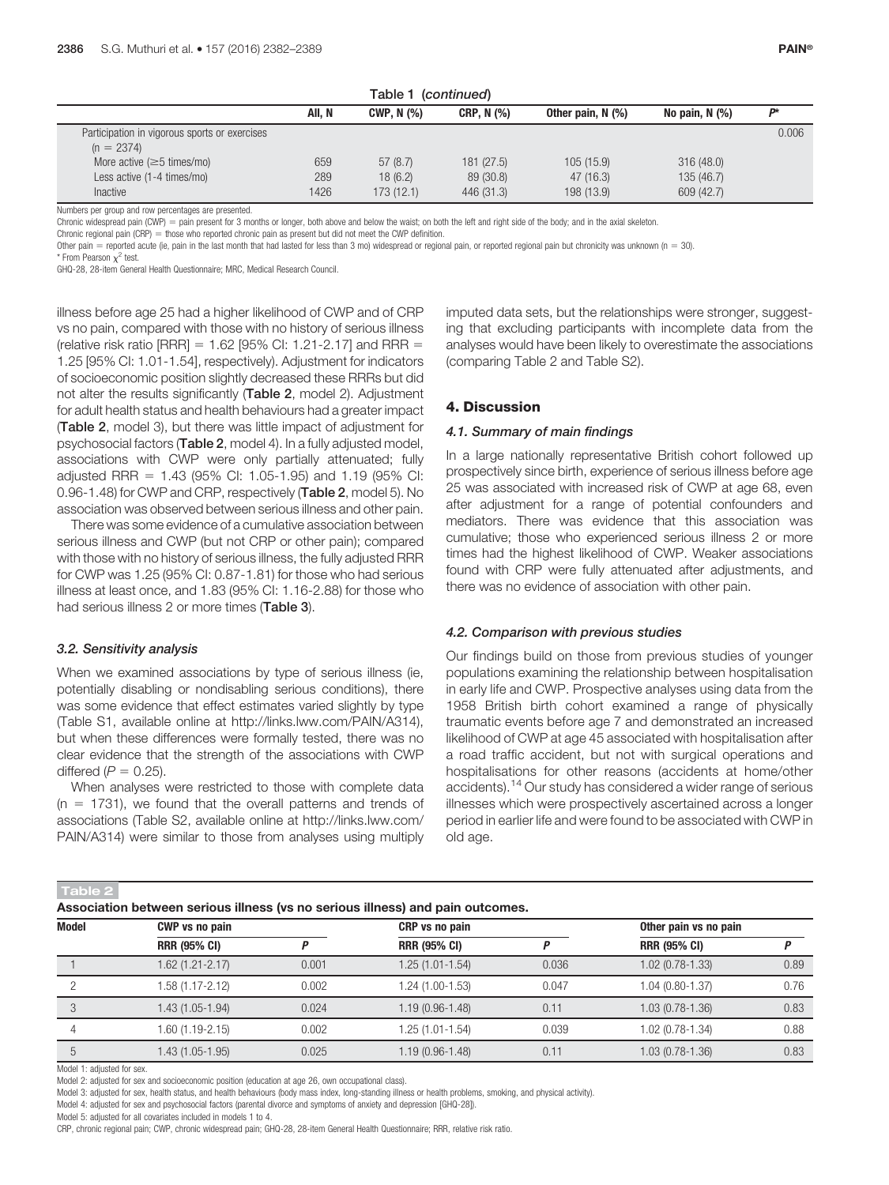Table 1 (*continued*)

| | All, N | CWP, N (%) | CRP, N (%) | Other pain, N (%) | No pain, N (%) | $P^*$ |
|---|---|---|---|---|---|---|
| Participation in vigorous sports or exercises (n = 2374) | | | | | | 0.006 |
| More active (≥5 times/mo) | 659 | 57 (8.7) | 181 (27.5) | 105 (15.9) | 316 (48.0) | |
| Less active (1-4 times/mo) | 289 | 18 (6.2) | 89 (30.8) | 47 (16.3) | 135 (46.7) | |
| Inactive | 1426 | 173 (12.1) | 446 (31.3) | 198 (13.9) | 609 (42.7) | |

Numbers per group and row percentages are presented.

Chronic widespread pain (CWP) = pain present for 3 months or longer, both above and below the waist; on both the left and right side of the body; and in the axial skeleton.

Chronic regional pain (CRP) = those who reported chronic pain as present but did not meet the CWP definition.

Other pain = reported acute (ie, pain in the last month that had lasted for less than 3 mo) widespread or regional pain, or reported regional pain but chronicity was unknown (n = 30).

\* From Pearson $\chi^2$ test.

GHQ-28, 28-item General Health Questionnaire; MRC, Medical Research Council.

illness before age 25 had a higher likelihood of CWP and of CRP vs no pain, compared with those with no history of serious illness (relative risk ratio [RRR] = 1.62 [95% CI: 1.21-2.17] and RRR = 1.25 [95% CI: 1.01-1.54], respectively). Adjustment for indicators of socioeconomic position slightly decreased these RRRs but did not alter the results significantly (**Table 2**, model 2). Adjustment for adult health status and health behaviours had a greater impact (**Table 2**, model 3), but there was little impact of adjustment for psychosocial factors (**Table 2**, model 4). In a fully adjusted model, associations with CWP were only partially attenuated; fully adjusted RRR = 1.43 (95% CI: 1.05-1.95) and 1.19 (95% CI: 0.96-1.48) for CWP and CRP, respectively (**Table 2**, model 5). No association was observed between serious illness and other pain.

There was some evidence of a cumulative association between serious illness and CWP (but not CRP or other pain); compared with those with no history of serious illness, the fully adjusted RRR for CWP was 1.25 (95% CI: 0.87-1.81) for those who had serious illness at least once, and 1.83 (95% CI: 1.16-2.88) for those who had serious illness 2 or more times (**Table 3**).

### 3.2. Sensitivity analysis

When we examined associations by type of serious illness (ie, potentially disabling or nondisabling serious conditions), there was some evidence that effect estimates varied slightly by type (Table S1, available online at http://links.lww.com/PAIN/A314), but when these differences were formally tested, there was no clear evidence that the strength of the associations with CWP differed ($P = 0.25$).

When analyses were restricted to those with complete data (n = 1731), we found that the overall patterns and trends of associations (Table S2, available online at http://links.lww.com/PAIN/A314) were similar to those from analyses using multiply imputed data sets, but the relationships were stronger, suggesting that excluding participants with incomplete data from the analyses would have been likely to overestimate the associations (comparing Table 2 and Table S2).

## 4. Discussion

### 4.1. Summary of main findings

In a large nationally representative British cohort followed up prospectively since birth, experience of serious illness before age 25 was associated with increased risk of CWP at age 68, even after adjustment for a range of potential confounders and mediators. There was evidence that this association was cumulative; those who experienced serious illness 2 or more times had the highest likelihood of CWP. Weaker associations found with CRP were fully attenuated after adjustments, and there was no evidence of association with other pain.

### 4.2. Comparison with previous studies

Our findings build on those from previous studies of younger populations examining the relationship between hospitalisation in early life and CWP. Prospective analyses using data from the 1958 British birth cohort examined a range of physically traumatic events before age 7 and demonstrated an increased likelihood of CWP at age 45 associated with hospitalisation after a road traffic accident, but not with surgical operations and hospitalisations for other reasons (accidents at home/other accidents).[14] Our study has considered a wider range of serious illnesses which were prospectively ascertained across a longer period in earlier life and were found to be associated with CWP in old age.

**Table 2**

**Association between serious illness (vs no serious illness) and pain outcomes.**

| Model | CWP vs no pain | | CRP vs no pain | | Other pain vs no pain | |
|---|---|---|---|---|---|---|
| | RRR (95% CI) | P | RRR (95% CI) | P | RRR (95% CI) | P |
| 1 | 1.62 (1.21-2.17) | 0.001 | 1.25 (1.01-1.54) | 0.036 | 1.02 (0.78-1.33) | 0.89 |
| 2 | 1.58 (1.17-2.12) | 0.002 | 1.24 (1.00-1.53) | 0.047 | 1.04 (0.80-1.37) | 0.76 |
| 3 | 1.43 (1.05-1.94) | 0.024 | 1.19 (0.96-1.48) | 0.11 | 1.03 (0.78-1.36) | 0.83 |
| 4 | 1.60 (1.19-2.15) | 0.002 | 1.25 (1.01-1.54) | 0.039 | 1.02 (0.78-1.34) | 0.88 |
| 5 | 1.43 (1.05-1.95) | 0.025 | 1.19 (0.96-1.48) | 0.11 | 1.03 (0.78-1.36) | 0.83 |

Model 1: adjusted for sex.

Model 2: adjusted for sex and socioeconomic position (education at age 26, own occupational class).

Model 3: adjusted for sex, health status, and health behaviours (body mass index, long-standing illness or health problems, smoking, and physical activity).

Model 4: adjusted for sex and psychosocial factors (parental divorce and symptoms of anxiety and depression [GHQ-28]).

Model 5: adjusted for all covariates included in models 1 to 4.

CRP, chronic regional pain; CWP, chronic widespread pain; GHQ-28, 28-item General Health Questionnaire; RRR, relative risk ratio.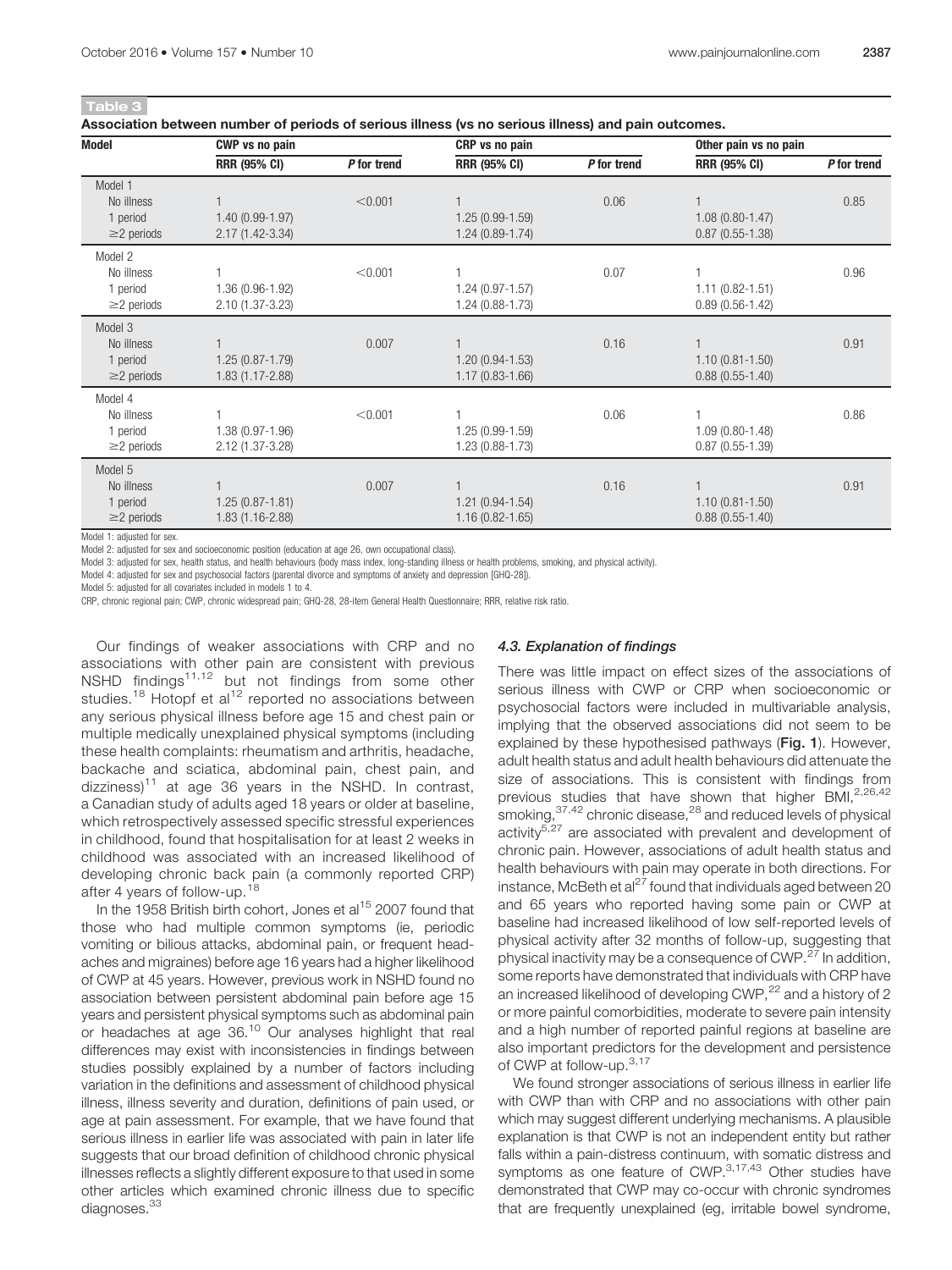**Table 3**

**Association between number of periods of serious illness (vs no serious illness) and pain outcomes.**

| Model | CWP vs no pain | | CRP vs no pain | | Other pain vs no pain | |
|---|---|---|---|---|---|---|
| | RRR (95% CI) | *P* for trend | RRR (95% CI) | *P* for trend | RRR (95% CI) | *P* for trend |
| Model 1 | | | | | | |
| No illness | 1 | <0.001 | 1 | 0.06 | 1 | 0.85 |
| 1 period | 1.40 (0.99-1.97) | | 1.25 (0.99-1.59) | | 1.08 (0.80-1.47) | |
| ≥2 periods | 2.17 (1.42-3.34) | | 1.24 (0.89-1.74) | | 0.87 (0.55-1.38) | |
| Model 2 | | | | | | |
| No illness | 1 | <0.001 | 1 | 0.07 | 1 | 0.96 |
| 1 period | 1.36 (0.96-1.92) | | 1.24 (0.97-1.57) | | 1.11 (0.82-1.51) | |
| ≥2 periods | 2.10 (1.37-3.23) | | 1.24 (0.88-1.73) | | 0.89 (0.56-1.42) | |
| Model 3 | | | | | | |
| No illness | 1 | 0.007 | 1 | 0.16 | 1 | 0.91 |
| 1 period | 1.25 (0.87-1.79) | | 1.20 (0.94-1.53) | | 1.10 (0.81-1.50) | |
| ≥2 periods | 1.83 (1.17-2.88) | | 1.17 (0.83-1.66) | | 0.88 (0.55-1.40) | |
| Model 4 | | | | | | |
| No illness | 1 | <0.001 | 1 | 0.06 | 1 | 0.86 |
| 1 period | 1.38 (0.97-1.96) | | 1.25 (0.99-1.59) | | 1.09 (0.80-1.48) | |
| ≥2 periods | 2.12 (1.37-3.28) | | 1.23 (0.88-1.73) | | 0.87 (0.55-1.39) | |
| Model 5 | | | | | | |
| No illness | 1 | 0.007 | 1 | 0.16 | 1 | 0.91 |
| 1 period | 1.25 (0.87-1.81) | | 1.21 (0.94-1.54) | | 1.10 (0.81-1.50) | |
| ≥2 periods | 1.83 (1.16-2.88) | | 1.16 (0.82-1.65) | | 0.88 (0.55-1.40) | |

Model 1: adjusted for sex.
Model 2: adjusted for sex and socioeconomic position (education at age 26, own occupational class).
Model 3: adjusted for sex, health status, and health behaviours (body mass index, long-standing illness or health problems, smoking, and physical activity).
Model 4: adjusted for sex and psychosocial factors (parental divorce and symptoms of anxiety and depression [GHQ-28]).
Model 5: adjusted for all covariates included in models 1 to 4.
CRP, chronic regional pain; CWP, chronic widespread pain; GHQ-28, 28-item General Health Questionnaire; RRR, relative risk ratio.

Our findings of weaker associations with CRP and no associations with other pain are consistent with previous NSHD findings[11,12] but not findings from some other studies.[18] Hotopf et al[12] reported no associations between any serious physical illness before age 15 and chest pain or multiple medically unexplained physical symptoms (including these health complaints: rheumatism and arthritis, headache, backache and sciatica, abdominal pain, chest pain, and dizziness)[11] at age 36 years in the NSHD. In contrast, a Canadian study of adults aged 18 years or older at baseline, which retrospectively assessed specific stressful experiences in childhood, found that hospitalisation for at least 2 weeks in childhood was associated with an increased likelihood of developing chronic back pain (a commonly reported CRP) after 4 years of follow-up.[18]

In the 1958 British birth cohort, Jones et al[15] 2007 found that those who had multiple common symptoms (ie, periodic vomiting or bilious attacks, abdominal pain, or frequent headaches and migraines) before age 16 years had a higher likelihood of CWP at 45 years. However, previous work in NSHD found no association between persistent abdominal pain before age 15 years and persistent physical symptoms such as abdominal pain or headaches at age 36.[10] Our analyses highlight that real differences may exist with inconsistencies in findings between studies possibly explained by a number of factors including variation in the definitions and assessment of childhood physical illness, illness severity and duration, definitions of pain used, or age at pain assessment. For example, that we have found that serious illness in earlier life was associated with pain in later life suggests that our broad definition of childhood chronic physical illnesses reflects a slightly different exposure to that used in some other articles which examined chronic illness due to specific diagnoses.[33]

### 4.3. Explanation of findings

There was little impact on effect sizes of the associations of serious illness with CWP or CRP when socioeconomic or psychosocial factors were included in multivariable analysis, implying that the observed associations did not seem to be explained by these hypothesised pathways (**Fig. 1**). However, adult health status and adult health behaviours did attenuate the size of associations. This is consistent with findings from previous studies that have shown that higher BMI,[2,26,42] smoking,[37,42] chronic disease,[28] and reduced levels of physical activity[5,27] are associated with prevalent and development of chronic pain. However, associations of adult health status and health behaviours with pain may operate in both directions. For instance, McBeth et al[27] found that individuals aged between 20 and 65 years who reported having some pain or CWP at baseline had increased likelihood of low self-reported levels of physical activity after 32 months of follow-up, suggesting that physical inactivity may be a consequence of CWP.[27] In addition, some reports have demonstrated that individuals with CRP have an increased likelihood of developing CWP,[22] and a history of 2 or more painful comorbidities, moderate to severe pain intensity and a high number of reported painful regions at baseline are also important predictors for the development and persistence of CWP at follow-up.[3,17]

We found stronger associations of serious illness in earlier life with CWP than with CRP and no associations with other pain which may suggest different underlying mechanisms. A plausible explanation is that CWP is not an independent entity but rather falls within a pain-distress continuum, with somatic distress and symptoms as one feature of CWP.[3,17,43] Other studies have demonstrated that CWP may co-occur with chronic syndromes that are frequently unexplained (eg, irritable bowel syndrome,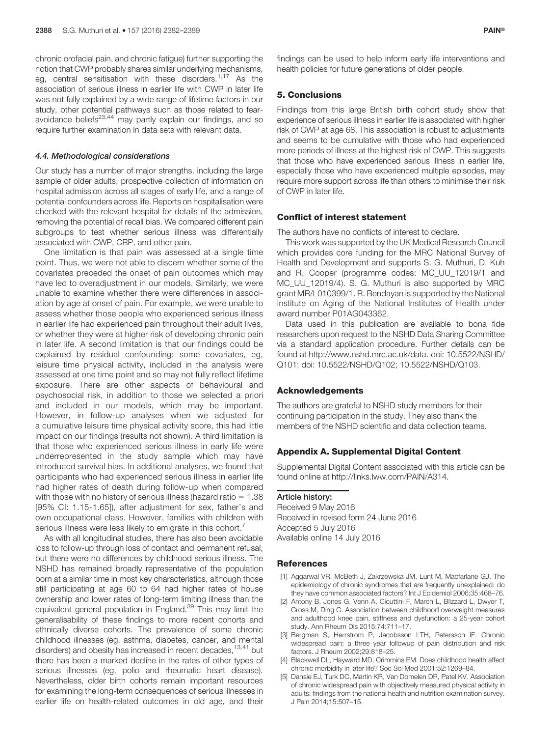chronic orofacial pain, and chronic fatigue) further supporting the notion that CWP probably shares similar underlying mechanisms, eg, central sensitisation with these disorders.[1,17] As the association of serious illness in earlier life with CWP in later life was not fully explained by a wide range of lifetime factors in our study, other potential pathways such as those related to fear-avoidance beliefs[23,44] may partly explain our findings, and so require further examination in data sets with relevant data.

### 4.4. Methodological considerations

Our study has a number of major strengths, including the large sample of older adults, prospective collection of information on hospital admission across all stages of early life, and a range of potential confounders across life. Reports on hospitalisation were checked with the relevant hospital for details of the admission, removing the potential of recall bias. We compared different pain subgroups to test whether serious illness was differentially associated with CWP, CRP, and other pain.

One limitation is that pain was assessed at a single time point. Thus, we were not able to discern whether some of the covariates preceded the onset of pain outcomes which may have led to overadjustment in our models. Similarly, we were unable to examine whether there were differences in association by age at onset of pain. For example, we were unable to assess whether those people who experienced serious illness in earlier life had experienced pain throughout their adult lives, or whether they were at higher risk of developing chronic pain in later life. A second limitation is that our findings could be explained by residual confounding; some covariates, eg, leisure time physical activity, included in the analysis were assessed at one time point and so may not fully reflect lifetime exposure. There are other aspects of behavioural and psychosocial risk, in addition to those we selected a priori and included in our models, which may be important. However, in follow-up analyses when we adjusted for a cumulative leisure time physical activity score, this had little impact on our findings (results not shown). A third limitation is that those who experienced serious illness in early life were underrepresented in the study sample which may have introduced survival bias. In additional analyses, we found that participants who had experienced serious illness in earlier life had higher rates of death during follow-up when compared with those with no history of serious illness (hazard ratio = 1.38 [95% CI: 1.15-1.65]), after adjustment for sex, father's and own occupational class. However, families with children with serious illness were less likely to emigrate in this cohort.[7]

As with all longitudinal studies, there has also been avoidable loss to follow-up through loss of contact and permanent refusal, but there were no differences by childhood serious illness. The NSHD has remained broadly representative of the population born at a similar time in most key characteristics, although those still participating at age 60 to 64 had higher rates of house ownership and lower rates of long-term limiting illness than the equivalent general population in England.[39] This may limit the generalisability of these findings to more recent cohorts and ethnically diverse cohorts. The prevalence of some chronic childhood illnesses (eg, asthma, diabetes, cancer, and mental disorders) and obesity has increased in recent decades,[13,41] but there has been a marked decline in the rates of other types of serious illnesses (eg, polio and rheumatic heart disease). Nevertheless, older birth cohorts remain important resources for examining the long-term consequences of serious illnesses in earlier life on health-related outcomes in old age, and their findings can be used to help inform early life interventions and health policies for future generations of older people.

## 5. Conclusions

Findings from this large British birth cohort study show that experience of serious illness in earlier life is associated with higher risk of CWP at age 68. This association is robust to adjustments and seems to be cumulative with those who had experienced more periods of illness at the highest risk of CWP. This suggests that those who have experienced serious illness in earlier life, especially those who have experienced multiple episodes, may require more support across life than others to minimise their risk of CWP in later life.

## Conflict of interest statement

The authors have no conflicts of interest to declare.

This work was supported by the UK Medical Research Council which provides core funding for the MRC National Survey of Health and Development and supports S. G. Muthuri, D. Kuh and R. Cooper (programme codes: MC_UU_12019/1 and MC_UU_12019/4). S. G. Muthuri is also supported by MRC grant MR/L010399/1. R. Bendayan is supported by the National Institute on Aging of the National Institutes of Health under award number P01AG043362.

Data used in this publication are available to bona fide researchers upon request to the NSHD Data Sharing Committee via a standard application procedure. Further details can be found at http://www.nshd.mrc.ac.uk/data. doi: 10.5522/NSHD/Q101; doi: 10.5522/NSHD/Q102; 10.5522/NSHD/Q103.

## Acknowledgements

The authors are grateful to NSHD study members for their continuing participation in the study. They also thank the members of the NSHD scientific and data collection teams.

## Appendix A. Supplemental Digital Content

Supplemental Digital Content associated with this article can be found online at http://links.lww.com/PAIN/A314.

**Article history:**
Received 9 May 2016
Received in revised form 24 June 2016
Accepted 5 July 2016
Available online 14 July 2016

## References

[1] Aggarwal VR, McBeth J, Zakrzewska JM, Lunt M, Macfarlane GJ. The epidemiology of chronic syndromes that are frequently unexplained: do they have common associated factors? Int J Epidemiol 2006;35:468–76.

[2] Antony B, Jones G, Venn A, Cicuttini F, March L, Blizzard L, Dwyer T, Cross M, Ding C. Association between childhood overweight measures and adulthood knee pain, stiffness and dysfunction: a 25-year cohort study. Ann Rheum Dis 2015;74:711–17.

[3] Bergman S, Herrstrom P, Jacobsson LTH, Petersson IF. Chronic widespread pain: a three year followup of pain distribution and risk factors. J Rheum 2002;29:818–25.

[4] Blackwell DL, Hayward MD, Crimmins EM. Does childhood health affect chronic morbidity in later life? Soc Sci Med 2001;52:1269–84.

[5] Dansie EJ, Turk DC, Martin KR, Van Domelen DR, Patel KV. Association of chronic widespread pain with objectively measured physical activity in adults: findings from the national health and nutrition examination survey. J Pain 2014;15:507–15.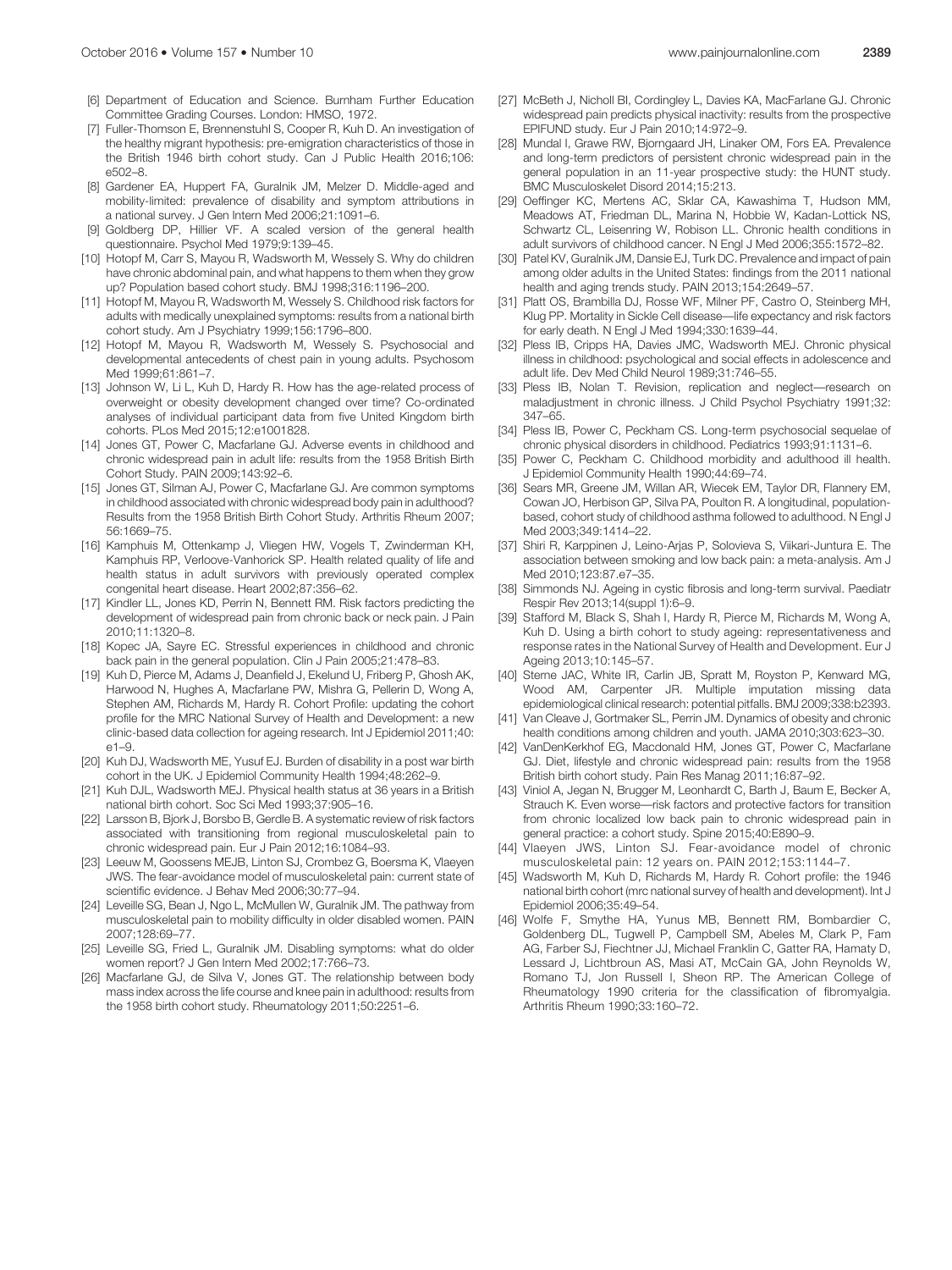[6] Department of Education and Science. Burnham Further Education Committee Grading Courses. London: HMSO, 1972.

[7] Fuller-Thomson E, Brennenstuhl S, Cooper R, Kuh D. An investigation of the healthy migrant hypothesis: pre-emigration characteristics of those in the British 1946 birth cohort study. Can J Public Health 2016;106: e502–8.

[8] Gardener EA, Huppert FA, Guralnik JM, Melzer D. Middle-aged and mobility-limited: prevalence of disability and symptom attributions in a national survey. J Gen Intern Med 2006;21:1091–6.

[9] Goldberg DP, Hillier VF. A scaled version of the general health questionnaire. Psychol Med 1979;9:139–45.

[10] Hotopf M, Carr S, Mayou R, Wadsworth M, Wessely S. Why do children have chronic abdominal pain, and what happens to them when they grow up? Population based cohort study. BMJ 1998;316:1196–200.

[11] Hotopf M, Mayou R, Wadsworth M, Wessely S. Childhood risk factors for adults with medically unexplained symptoms: results from a national birth cohort study. Am J Psychiatry 1999;156:1796–800.

[12] Hotopf M, Mayou R, Wadsworth M, Wessely S. Psychosocial and developmental antecedents of chest pain in young adults. Psychosom Med 1999;61:861–7.

[13] Johnson W, Li L, Kuh D, Hardy R. How has the age-related process of overweight or obesity development changed over time? Co-ordinated analyses of individual participant data from five United Kingdom birth cohorts. PLos Med 2015;12:e1001828.

[14] Jones GT, Power C, Macfarlane GJ. Adverse events in childhood and chronic widespread pain in adult life: results from the 1958 British Birth Cohort Study. PAIN 2009;143:92–6.

[15] Jones GT, Silman AJ, Power C, Macfarlane GJ. Are common symptoms in childhood associated with chronic widespread body pain in adulthood? Results from the 1958 British Birth Cohort Study. Arthritis Rheum 2007; 56:1669–75.

[16] Kamphuis M, Ottenkamp J, Vliegen HW, Vogels T, Zwinderman KH, Kamphuis RP, Verloove-Vanhorick SP. Health related quality of life and health status in adult survivors with previously operated complex congenital heart disease. Heart 2002;87:356–62.

[17] Kindler LL, Jones KD, Perrin N, Bennett RM. Risk factors predicting the development of widespread pain from chronic back or neck pain. J Pain 2010;11:1320–8.

[18] Kopec JA, Sayre EC. Stressful experiences in childhood and chronic back pain in the general population. Clin J Pain 2005;21:478–83.

[19] Kuh D, Pierce M, Adams J, Deanfield J, Ekelund U, Friberg P, Ghosh AK, Harwood N, Hughes A, Macfarlane PW, Mishra G, Pellerin D, Wong A, Stephen AM, Richards M, Hardy R. Cohort Profile: updating the cohort profile for the MRC National Survey of Health and Development: a new clinic-based data collection for ageing research. Int J Epidemiol 2011;40: e1–9.

[20] Kuh DJ, Wadsworth ME, Yusuf EJ. Burden of disability in a post war birth cohort in the UK. J Epidemiol Community Health 1994;48:262–9.

[21] Kuh DJL, Wadsworth MEJ. Physical health status at 36 years in a British national birth cohort. Soc Sci Med 1993;37:905–16.

[22] Larsson B, Bjork J, Borsbo B, Gerdle B. A systematic review of risk factors associated with transitioning from regional musculoskeletal pain to chronic widespread pain. Eur J Pain 2012;16:1084–93.

[23] Leeuw M, Goossens MEJB, Linton SJ, Crombez G, Boersma K, Vlaeyen JWS. The fear-avoidance model of musculoskeletal pain: current state of scientific evidence. J Behav Med 2006;30:77–94.

[24] Leveille SG, Bean J, Ngo L, McMullen W, Guralnik JM. The pathway from musculoskeletal pain to mobility difficulty in older disabled women. PAIN 2007;128:69–77.

[25] Leveille SG, Fried L, Guralnik JM. Disabling symptoms: what do older women report? J Gen Intern Med 2002;17:766–73.

[26] Macfarlane GJ, de Silva V, Jones GT. The relationship between body mass index across the life course and knee pain in adulthood: results from the 1958 birth cohort study. Rheumatology 2011;50:2251–6.

[27] McBeth J, Nicholl BI, Cordingley L, Davies KA, MacFarlane GJ. Chronic widespread pain predicts physical inactivity: results from the prospective EPIFUND study. Eur J Pain 2010;14:972–9.

[28] Mundal I, Grawe RW, Bjorngaard JH, Linaker OM, Fors EA. Prevalence and long-term predictors of persistent chronic widespread pain in the general population in an 11-year prospective study: the HUNT study. BMC Musculoskelet Disord 2014;15:213.

[29] Oeffinger KC, Mertens AC, Sklar CA, Kawashima T, Hudson MM, Meadows AT, Friedman DL, Marina N, Hobbie W, Kadan-Lottick NS, Schwartz CL, Leisenring W, Robison LL. Chronic health conditions in adult survivors of childhood cancer. N Engl J Med 2006;355:1572–82.

[30] Patel KV, Guralnik JM, Dansie EJ, Turk DC. Prevalence and impact of pain among older adults in the United States: findings from the 2011 national health and aging trends study. PAIN 2013;154:2649–57.

[31] Platt OS, Brambilla DJ, Rosse WF, Milner PF, Castro O, Steinberg MH, Klug PP. Mortality in Sickle Cell disease—life expectancy and risk factors for early death. N Engl J Med 1994;330:1639–44.

[32] Pless IB, Cripps HA, Davies JMC, Wadsworth MEJ. Chronic physical illness in childhood: psychological and social effects in adolescence and adult life. Dev Med Child Neurol 1989;31:746–55.

[33] Pless IB, Nolan T. Revision, replication and neglect—research on maladjustment in chronic illness. J Child Psychol Psychiatry 1991;32: 347–65.

[34] Pless IB, Power C, Peckham CS. Long-term psychosocial sequelae of chronic physical disorders in childhood. Pediatrics 1993;91:1131–6.

[35] Power C, Peckham C. Childhood morbidity and adulthood ill health. J Epidemiol Community Health 1990;44:69–74.

[36] Sears MR, Greene JM, Willan AR, Wiecek EM, Taylor DR, Flannery EM, Cowan JO, Herbison GP, Silva PA, Poulton R. A longitudinal, population-based, cohort study of childhood asthma followed to adulthood. N Engl J Med 2003;349:1414–22.

[37] Shiri R, Karppinen J, Leino-Arjas P, Solovieva S, Viikari-Juntura E. The association between smoking and low back pain: a meta-analysis. Am J Med 2010;123:87.e7–35.

[38] Simmonds NJ. Ageing in cystic fibrosis and long-term survival. Paediatr Respir Rev 2013;14(suppl 1):6–9.

[39] Stafford M, Black S, Shah I, Hardy R, Pierce M, Richards M, Wong A, Kuh D. Using a birth cohort to study ageing: representativeness and response rates in the National Survey of Health and Development. Eur J Ageing 2013;10:145–57.

[40] Sterne JAC, White IR, Carlin JB, Spratt M, Royston P, Kenward MG, Wood AM, Carpenter JR. Multiple imputation missing data epidemiological clinical research: potential pitfalls. BMJ 2009;338:b2393.

[41] Van Cleave J, Gortmaker SL, Perrin JM. Dynamics of obesity and chronic health conditions among children and youth. JAMA 2010;303:623–30.

[42] VanDenKerkhof EG, Macdonald HM, Jones GT, Power C, Macfarlane GJ. Diet, lifestyle and chronic widespread pain: results from the 1958 British birth cohort study. Pain Res Manag 2011;16:87–92.

[43] Viniol A, Jegan N, Brugger M, Leonhardt C, Barth J, Baum E, Becker A, Strauch K. Even worse—risk factors and protective factors for transition from chronic localized low back pain to chronic widespread pain in general practice: a cohort study. Spine 2015;40:E890–9.

[44] Vlaeyen JWS, Linton SJ. Fear-avoidance model of chronic musculoskeletal pain: 12 years on. PAIN 2012;153:1144–7.

[45] Wadsworth M, Kuh D, Richards M, Hardy R. Cohort profile: the 1946 national birth cohort (mrc national survey of health and development). Int J Epidemiol 2006;35:49–54.

[46] Wolfe F, Smythe HA, Yunus MB, Bennett RM, Bombardier C, Goldenberg DL, Tugwell P, Campbell SM, Abeles M, Clark P, Fam AG, Farber SJ, Fiechtner JJ, Michael Franklin C, Gatter RA, Hamaty D, Lessard J, Lichtbroun AS, Masi AT, McCain GA, John Reynolds W, Romano TJ, Jon Russell I, Sheon RP. The American College of Rheumatology 1990 criteria for the classification of fibromyalgia. Arthritis Rheum 1990;33:160–72.